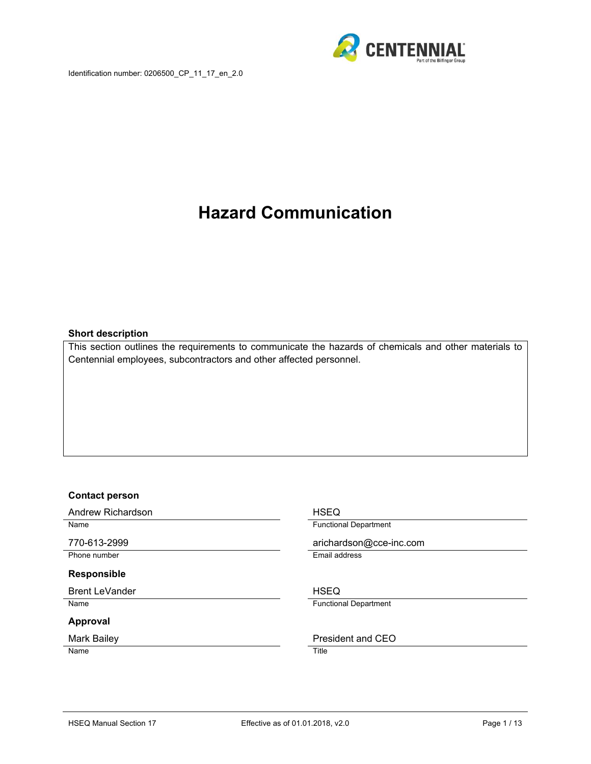Identification number: 0206500_CP_11_17_en_2.0

# Hazard Communication

**Short description**

This section outlines the requirements to communicate the hazards of chemicals and other materials to Centennial employees, subcontractors and other affected personnel.

**Contact person**

| | |
|---|---|
| Andrew Richardson | HSEQ |
| Name | Functional Department |
| 770-613-2999 | arichardson@cce-inc.com |
| Phone number | Email address |

**Responsible**

| | |
|---|---|
| Brent LeVander | HSEQ |
| Name | Functional Department |

**Approval**

| | |
|---|---|
| Mark Bailey | President and CEO |
| Name | Title |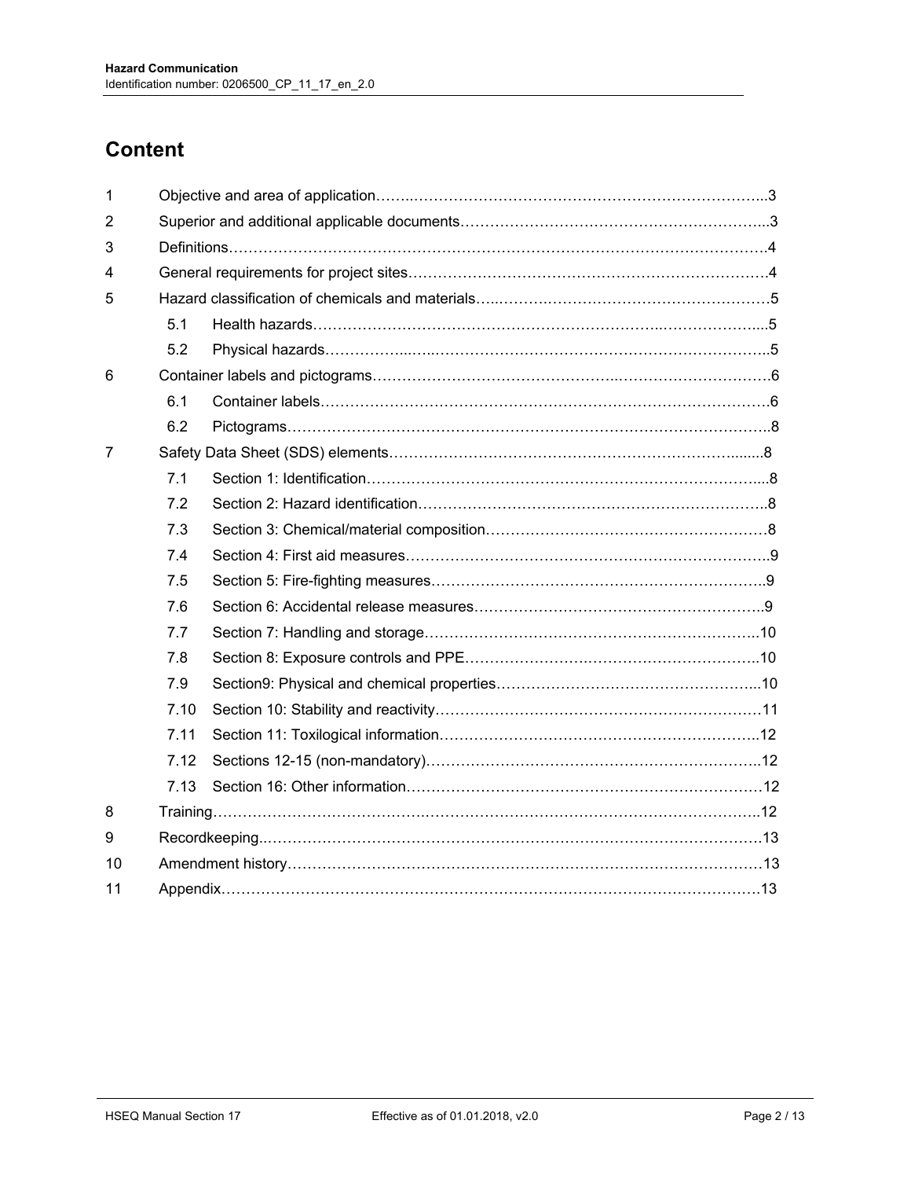# Content

| | | | |
|---|---|---|---|
| 1 | Objective and area of application | | 3 |
| 2 | Superior and additional applicable documents | | 3 |
| 3 | Definitions | | 4 |
| 4 | General requirements for project sites | | 4 |
| 5 | Hazard classification of chemicals and materials | | 5 |
| | 5.1 | Health hazards | 5 |
| | 5.2 | Physical hazards | 5 |
| 6 | Container labels and pictograms | | 6 |
| | 6.1 | Container labels | 6 |
| | 6.2 | Pictograms | 8 |
| 7 | Safety Data Sheet (SDS) elements | | 8 |
| | 7.1 | Section 1: Identification | 8 |
| | 7.2 | Section 2: Hazard identification | 8 |
| | 7.3 | Section 3: Chemical/material composition | 8 |
| | 7.4 | Section 4: First aid measures | 9 |
| | 7.5 | Section 5: Fire-fighting measures | 9 |
| | 7.6 | Section 6: Accidental release measures | 9 |
| | 7.7 | Section 7: Handling and storage | 10 |
| | 7.8 | Section 8: Exposure controls and PPE | 10 |
| | 7.9 | Section9: Physical and chemical properties | 10 |
| | 7.10 | Section 10: Stability and reactivity | 11 |
| | 7.11 | Section 11: Toxilogical information | 12 |
| | 7.12 | Sections 12-15 (non-mandatory) | 12 |
| | 7.13 | Section 16: Other information | 12 |
| 8 | Training | | 12 |
| 9 | Recordkeeping | | 13 |
| 10 | Amendment history | | 13 |
| 11 | Appendix | | 13 |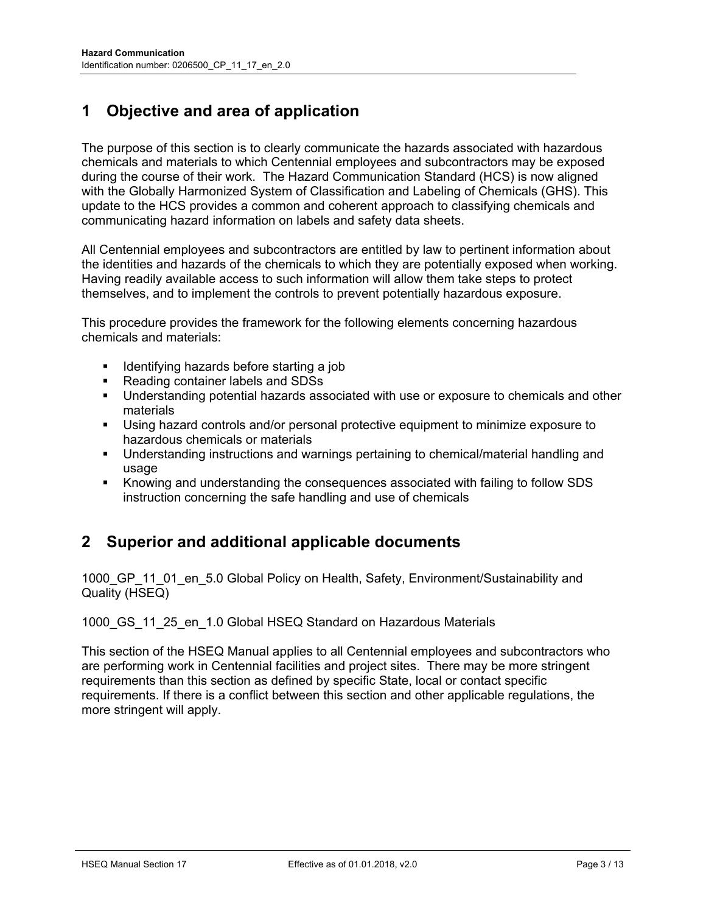# 1 Objective and area of application

The purpose of this section is to clearly communicate the hazards associated with hazardous chemicals and materials to which Centennial employees and subcontractors may be exposed during the course of their work. The Hazard Communication Standard (HCS) is now aligned with the Globally Harmonized System of Classification and Labeling of Chemicals (GHS). This update to the HCS provides a common and coherent approach to classifying chemicals and communicating hazard information on labels and safety data sheets.

All Centennial employees and subcontractors are entitled by law to pertinent information about the identities and hazards of the chemicals to which they are potentially exposed when working. Having readily available access to such information will allow them take steps to protect themselves, and to implement the controls to prevent potentially hazardous exposure.

This procedure provides the framework for the following elements concerning hazardous chemicals and materials:

- Identifying hazards before starting a job
- Reading container labels and SDSs
- Understanding potential hazards associated with use or exposure to chemicals and other materials
- Using hazard controls and/or personal protective equipment to minimize exposure to hazardous chemicals or materials
- Understanding instructions and warnings pertaining to chemical/material handling and usage
- Knowing and understanding the consequences associated with failing to follow SDS instruction concerning the safe handling and use of chemicals

# 2 Superior and additional applicable documents

1000_GP_11_01_en_5.0 Global Policy on Health, Safety, Environment/Sustainability and Quality (HSEQ)

1000_GS_11_25_en_1.0 Global HSEQ Standard on Hazardous Materials

This section of the HSEQ Manual applies to all Centennial employees and subcontractors who are performing work in Centennial facilities and project sites. There may be more stringent requirements than this section as defined by specific State, local or contact specific requirements. If there is a conflict between this section and other applicable regulations, the more stringent will apply.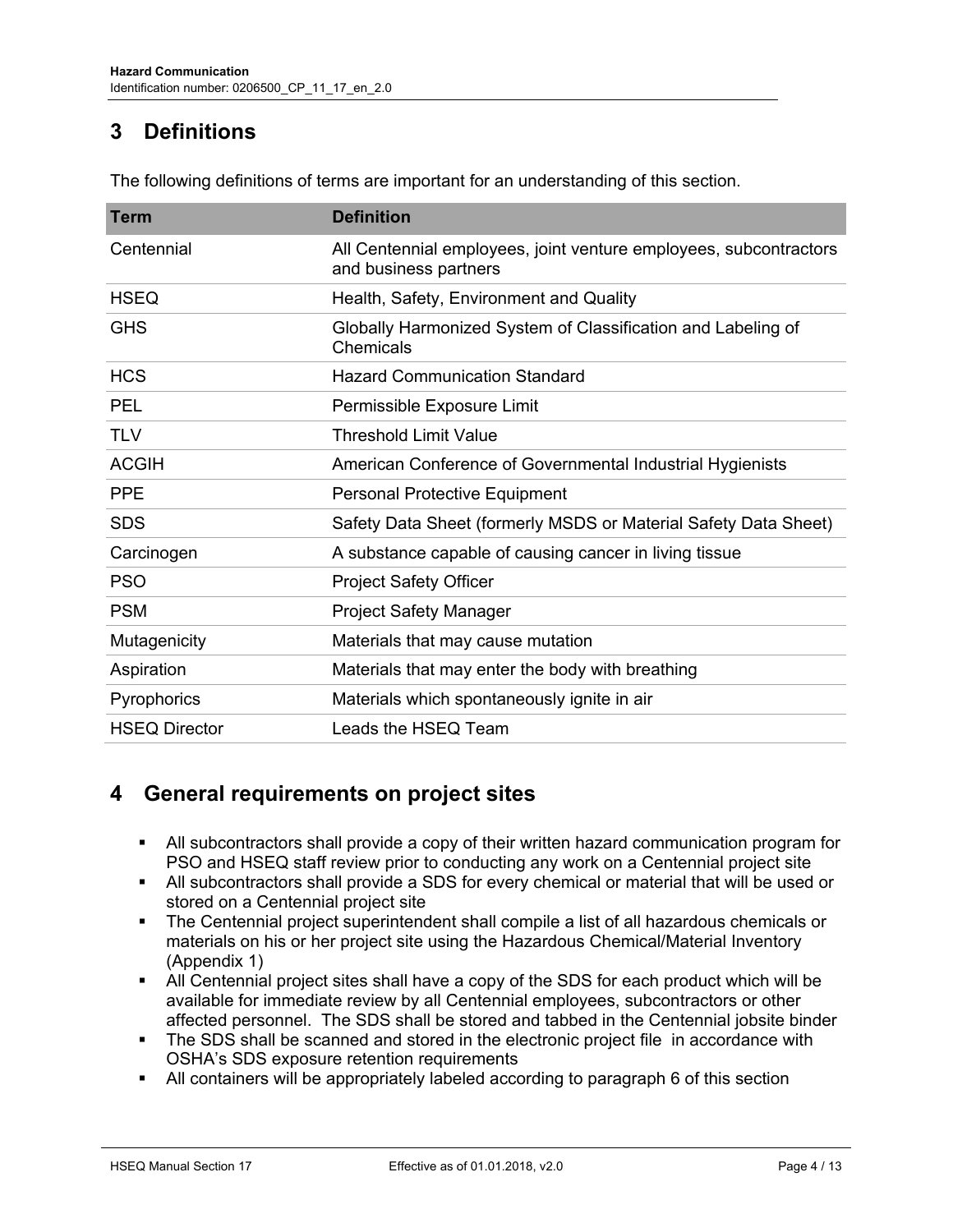## 3 Definitions

The following definitions of terms are important for an understanding of this section.

| Term | Definition |
|---|---|
| Centennial | All Centennial employees, joint venture employees, subcontractors and business partners |
| HSEQ | Health, Safety, Environment and Quality |
| GHS | Globally Harmonized System of Classification and Labeling of Chemicals |
| HCS | Hazard Communication Standard |
| PEL | Permissible Exposure Limit |
| TLV | Threshold Limit Value |
| ACGIH | American Conference of Governmental Industrial Hygienists |
| PPE | Personal Protective Equipment |
| SDS | Safety Data Sheet (formerly MSDS or Material Safety Data Sheet) |
| Carcinogen | A substance capable of causing cancer in living tissue |
| PSO | Project Safety Officer |
| PSM | Project Safety Manager |
| Mutagenicity | Materials that may cause mutation |
| Aspiration | Materials that may enter the body with breathing |
| Pyrophorics | Materials which spontaneously ignite in air |
| HSEQ Director | Leads the HSEQ Team |

## 4 General requirements on project sites

- All subcontractors shall provide a copy of their written hazard communication program for PSO and HSEQ staff review prior to conducting any work on a Centennial project site
- All subcontractors shall provide a SDS for every chemical or material that will be used or stored on a Centennial project site
- The Centennial project superintendent shall compile a list of all hazardous chemicals or materials on his or her project site using the Hazardous Chemical/Material Inventory (Appendix 1)
- All Centennial project sites shall have a copy of the SDS for each product which will be available for immediate review by all Centennial employees, subcontractors or other affected personnel. The SDS shall be stored and tabbed in the Centennial jobsite binder
- The SDS shall be scanned and stored in the electronic project file in accordance with OSHA's SDS exposure retention requirements
- All containers will be appropriately labeled according to paragraph 6 of this section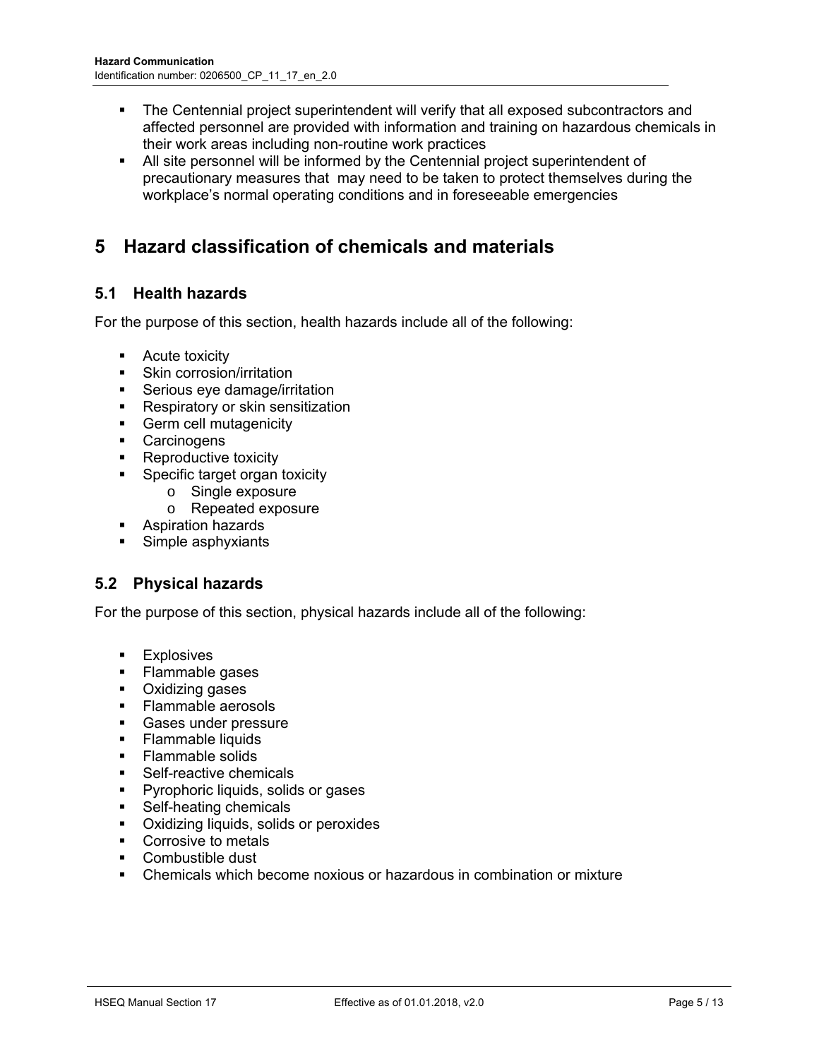- The Centennial project superintendent will verify that all exposed subcontractors and affected personnel are provided with information and training on hazardous chemicals in their work areas including non-routine work practices
- All site personnel will be informed by the Centennial project superintendent of precautionary measures that may need to be taken to protect themselves during the workplace's normal operating conditions and in foreseeable emergencies

# 5 Hazard classification of chemicals and materials

## 5.1 Health hazards

For the purpose of this section, health hazards include all of the following:

- Acute toxicity
- Skin corrosion/irritation
- Serious eye damage/irritation
- Respiratory or skin sensitization
- Germ cell mutagenicity
- Carcinogens
- Reproductive toxicity
- Specific target organ toxicity
    - Single exposure
    - Repeated exposure
- Aspiration hazards
- Simple asphyxiants

## 5.2 Physical hazards

For the purpose of this section, physical hazards include all of the following:

- Explosives
- Flammable gases
- Oxidizing gases
- Flammable aerosols
- Gases under pressure
- Flammable liquids
- Flammable solids
- Self-reactive chemicals
- Pyrophoric liquids, solids or gases
- Self-heating chemicals
- Oxidizing liquids, solids or peroxides
- Corrosive to metals
- Combustible dust
- Chemicals which become noxious or hazardous in combination or mixture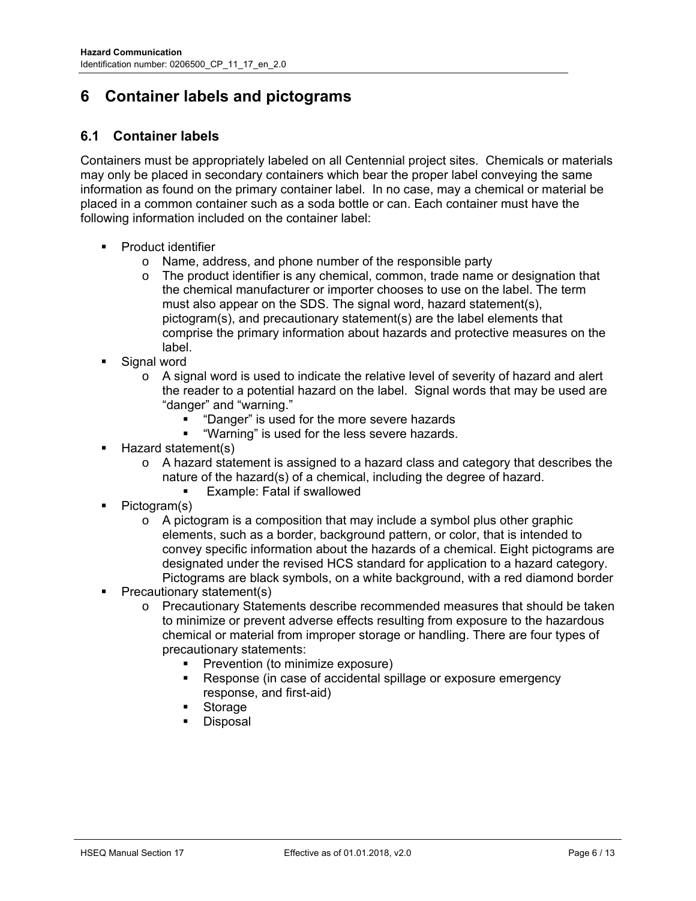# 6 Container labels and pictograms

## 6.1 Container labels

Containers must be appropriately labeled on all Centennial project sites. Chemicals or materials may only be placed in secondary containers which bear the proper label conveying the same information as found on the primary container label. In no case, may a chemical or material be placed in a common container such as a soda bottle or can. Each container must have the following information included on the container label:

- Product identifier
  - Name, address, and phone number of the responsible party
  - The product identifier is any chemical, common, trade name or designation that the chemical manufacturer or importer chooses to use on the label. The term must also appear on the SDS. The signal word, hazard statement(s), pictogram(s), and precautionary statement(s) are the label elements that comprise the primary information about hazards and protective measures on the label.
- Signal word
  - A signal word is used to indicate the relative level of severity of hazard and alert the reader to a potential hazard on the label. Signal words that may be used are "danger" and "warning."
    - "Danger" is used for the more severe hazards
    - "Warning" is used for the less severe hazards.
- Hazard statement(s)
  - A hazard statement is assigned to a hazard class and category that describes the nature of the hazard(s) of a chemical, including the degree of hazard.
    - Example: Fatal if swallowed
- Pictogram(s)
  - A pictogram is a composition that may include a symbol plus other graphic elements, such as a border, background pattern, or color, that is intended to convey specific information about the hazards of a chemical. Eight pictograms are designated under the revised HCS standard for application to a hazard category. Pictograms are black symbols, on a white background, with a red diamond border
- Precautionary statement(s)
  - Precautionary Statements describe recommended measures that should be taken to minimize or prevent adverse effects resulting from exposure to the hazardous chemical or material from improper storage or handling. There are four types of precautionary statements:
    - Prevention (to minimize exposure)
    - Response (in case of accidental spillage or exposure emergency response, and first-aid)
    - Storage
    - Disposal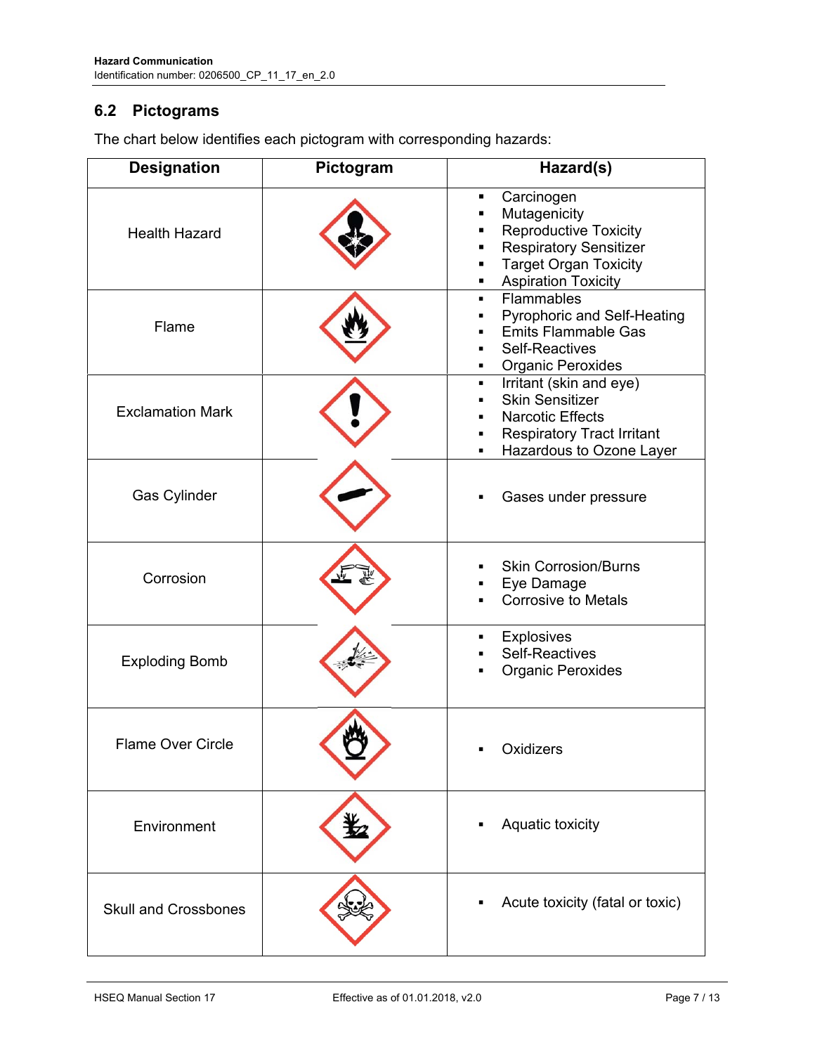## 6.2 Pictograms

The chart below identifies each pictogram with corresponding hazards:

| Designation | Pictogram | Hazard(s) |
|---|---|---|
| Health Hazard | | ▪ Carcinogen<br>▪ Mutagenicity<br>▪ Reproductive Toxicity<br>▪ Respiratory Sensitizer<br>▪ Target Organ Toxicity<br>▪ Aspiration Toxicity |
| Flame | | ▪ Flammables<br>▪ Pyrophoric and Self-Heating<br>▪ Emits Flammable Gas<br>▪ Self-Reactives<br>▪ Organic Peroxides |
| Exclamation Mark | | ▪ Irritant (skin and eye)<br>▪ Skin Sensitizer<br>▪ Narcotic Effects<br>▪ Respiratory Tract Irritant<br>▪ Hazardous to Ozone Layer |
| Gas Cylinder | | ▪ Gases under pressure |
| Corrosion | | ▪ Skin Corrosion/Burns<br>▪ Eye Damage<br>▪ Corrosive to Metals |
| Exploding Bomb | | ▪ Explosives<br>▪ Self-Reactives<br>▪ Organic Peroxides |
| Flame Over Circle | | ▪ Oxidizers |
| Environment | | ▪ Aquatic toxicity |
| Skull and Crossbones | | ▪ Acute toxicity (fatal or toxic) |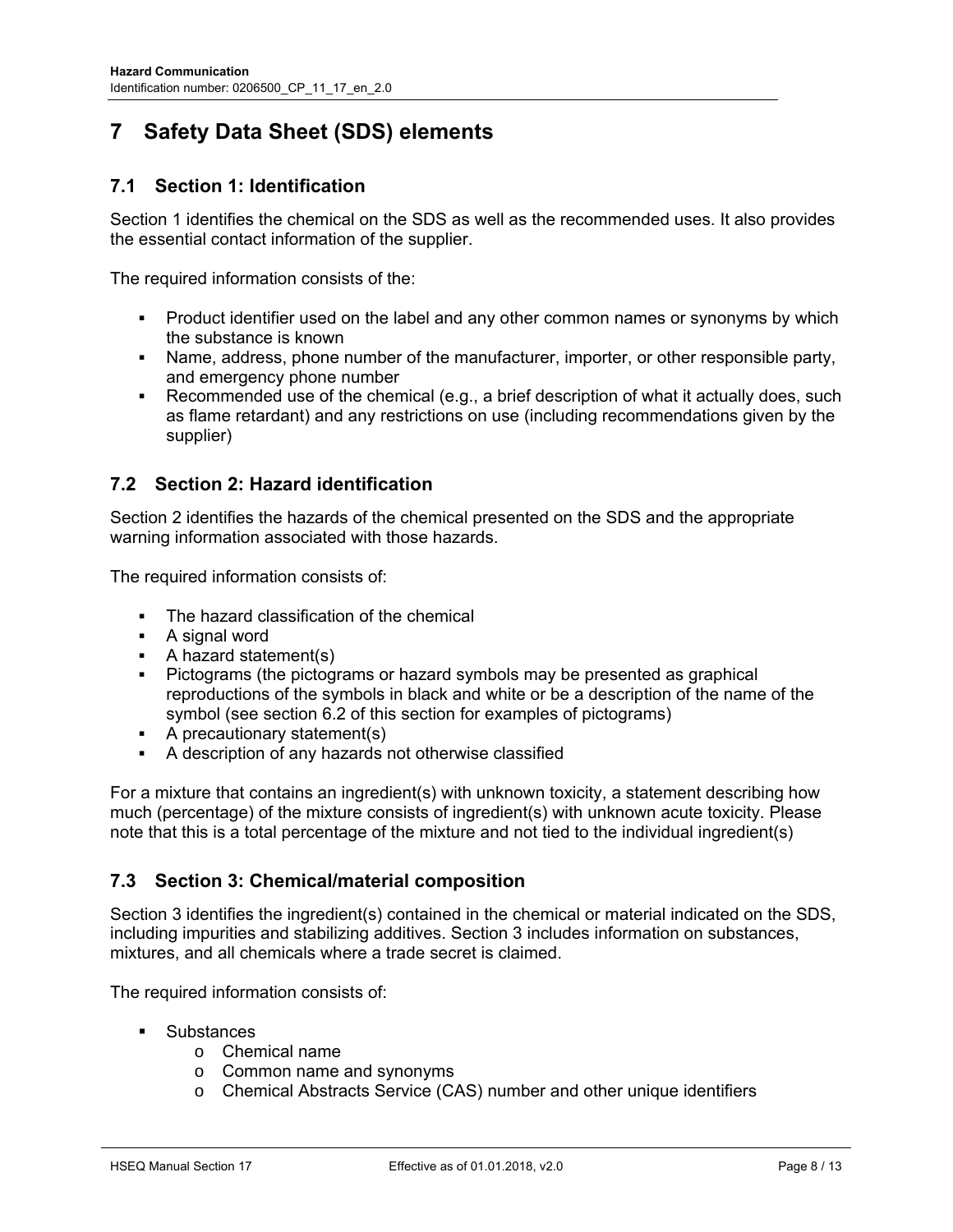# 7 Safety Data Sheet (SDS) elements

## 7.1 Section 1: Identification

Section 1 identifies the chemical on the SDS as well as the recommended uses. It also provides the essential contact information of the supplier.

The required information consists of the:

- Product identifier used on the label and any other common names or synonyms by which the substance is known
- Name, address, phone number of the manufacturer, importer, or other responsible party, and emergency phone number
- Recommended use of the chemical (e.g., a brief description of what it actually does, such as flame retardant) and any restrictions on use (including recommendations given by the supplier)

## 7.2 Section 2: Hazard identification

Section 2 identifies the hazards of the chemical presented on the SDS and the appropriate warning information associated with those hazards.

The required information consists of:

- The hazard classification of the chemical
- A signal word
- A hazard statement(s)
- Pictograms (the pictograms or hazard symbols may be presented as graphical reproductions of the symbols in black and white or be a description of the name of the symbol (see section 6.2 of this section for examples of pictograms)
- A precautionary statement(s)
- A description of any hazards not otherwise classified

For a mixture that contains an ingredient(s) with unknown toxicity, a statement describing how much (percentage) of the mixture consists of ingredient(s) with unknown acute toxicity. Please note that this is a total percentage of the mixture and not tied to the individual ingredient(s)

## 7.3 Section 3: Chemical/material composition

Section 3 identifies the ingredient(s) contained in the chemical or material indicated on the SDS, including impurities and stabilizing additives. Section 3 includes information on substances, mixtures, and all chemicals where a trade secret is claimed.

The required information consists of:

- Substances
  - Chemical name
  - Common name and synonyms
  - Chemical Abstracts Service (CAS) number and other unique identifiers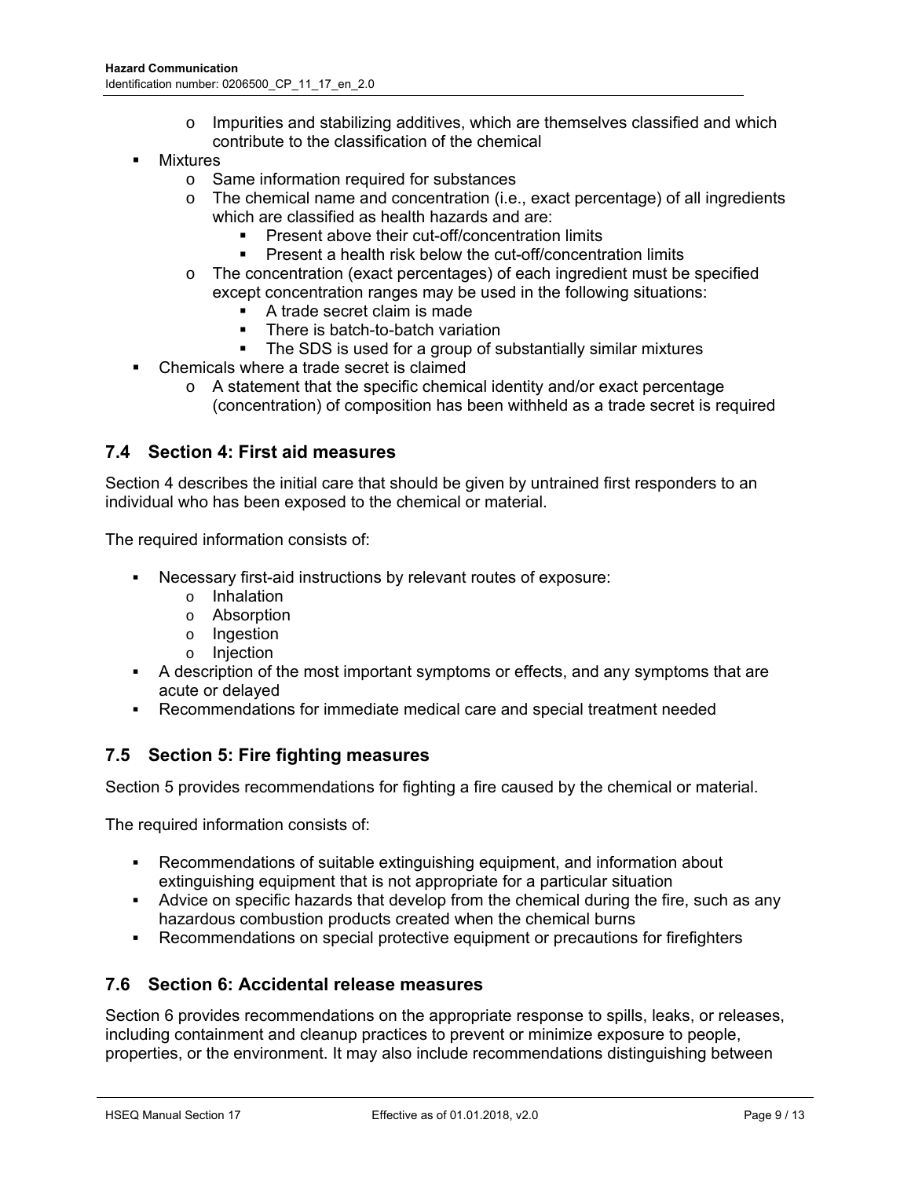- Impurities and stabilizing additives, which are themselves classified and which contribute to the classification of the chemical
- Mixtures
  - Same information required for substances
  - The chemical name and concentration (i.e., exact percentage) of all ingredients which are classified as health hazards and are:
    - Present above their cut-off/concentration limits
    - Present a health risk below the cut-off/concentration limits
  - The concentration (exact percentages) of each ingredient must be specified except concentration ranges may be used in the following situations:
    - A trade secret claim is made
    - There is batch-to-batch variation
    - The SDS is used for a group of substantially similar mixtures
- Chemicals where a trade secret is claimed
  - A statement that the specific chemical identity and/or exact percentage (concentration) of composition has been withheld as a trade secret is required

## 7.4 Section 4: First aid measures

Section 4 describes the initial care that should be given by untrained first responders to an individual who has been exposed to the chemical or material.

The required information consists of:

- Necessary first-aid instructions by relevant routes of exposure:
  - Inhalation
  - Absorption
  - Ingestion
  - Injection
- A description of the most important symptoms or effects, and any symptoms that are acute or delayed
- Recommendations for immediate medical care and special treatment needed

## 7.5 Section 5: Fire fighting measures

Section 5 provides recommendations for fighting a fire caused by the chemical or material.

The required information consists of:

- Recommendations of suitable extinguishing equipment, and information about extinguishing equipment that is not appropriate for a particular situation
- Advice on specific hazards that develop from the chemical during the fire, such as any hazardous combustion products created when the chemical burns
- Recommendations on special protective equipment or precautions for firefighters

## 7.6 Section 6: Accidental release measures

Section 6 provides recommendations on the appropriate response to spills, leaks, or releases, including containment and cleanup practices to prevent or minimize exposure to people, properties, or the environment. It may also include recommendations distinguishing between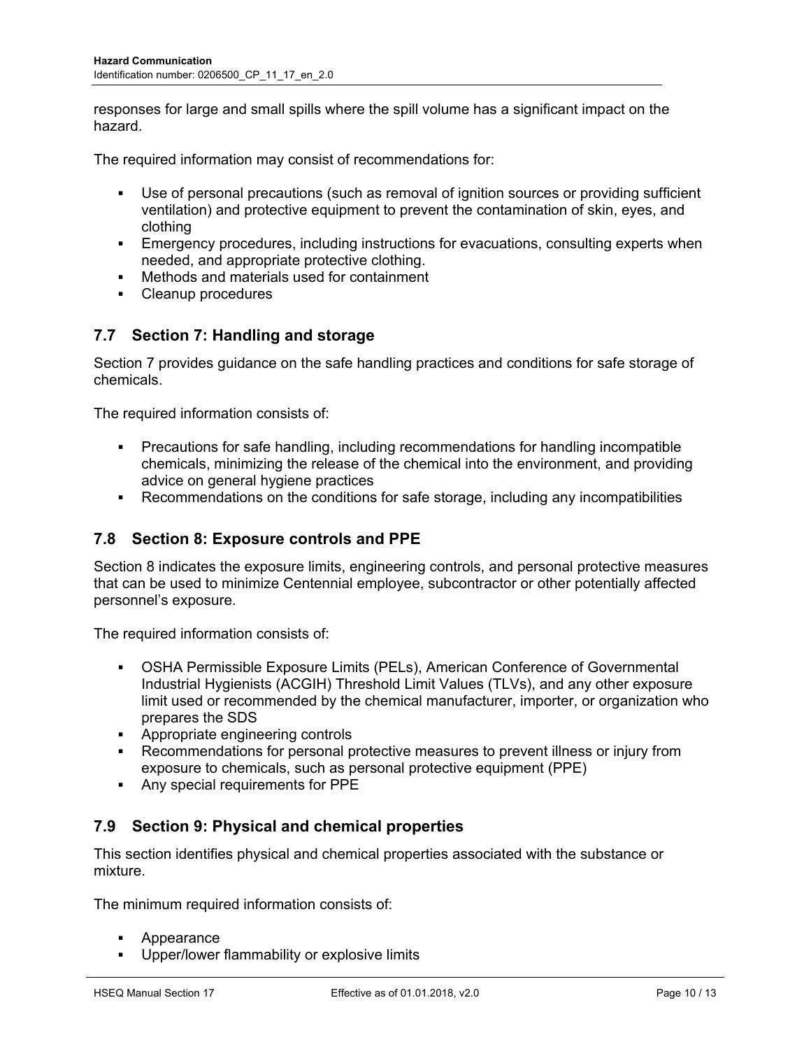responses for large and small spills where the spill volume has a significant impact on the hazard.

The required information may consist of recommendations for:

- Use of personal precautions (such as removal of ignition sources or providing sufficient ventilation) and protective equipment to prevent the contamination of skin, eyes, and clothing
- Emergency procedures, including instructions for evacuations, consulting experts when needed, and appropriate protective clothing.
- Methods and materials used for containment
- Cleanup procedures

## 7.7 Section 7: Handling and storage

Section 7 provides guidance on the safe handling practices and conditions for safe storage of chemicals.

The required information consists of:

- Precautions for safe handling, including recommendations for handling incompatible chemicals, minimizing the release of the chemical into the environment, and providing advice on general hygiene practices
- Recommendations on the conditions for safe storage, including any incompatibilities

## 7.8 Section 8: Exposure controls and PPE

Section 8 indicates the exposure limits, engineering controls, and personal protective measures that can be used to minimize Centennial employee, subcontractor or other potentially affected personnel's exposure.

The required information consists of:

- OSHA Permissible Exposure Limits (PELs), American Conference of Governmental Industrial Hygienists (ACGIH) Threshold Limit Values (TLVs), and any other exposure limit used or recommended by the chemical manufacturer, importer, or organization who prepares the SDS
- Appropriate engineering controls
- Recommendations for personal protective measures to prevent illness or injury from exposure to chemicals, such as personal protective equipment (PPE)
- Any special requirements for PPE

## 7.9 Section 9: Physical and chemical properties

This section identifies physical and chemical properties associated with the substance or mixture.

The minimum required information consists of:

- Appearance
- Upper/lower flammability or explosive limits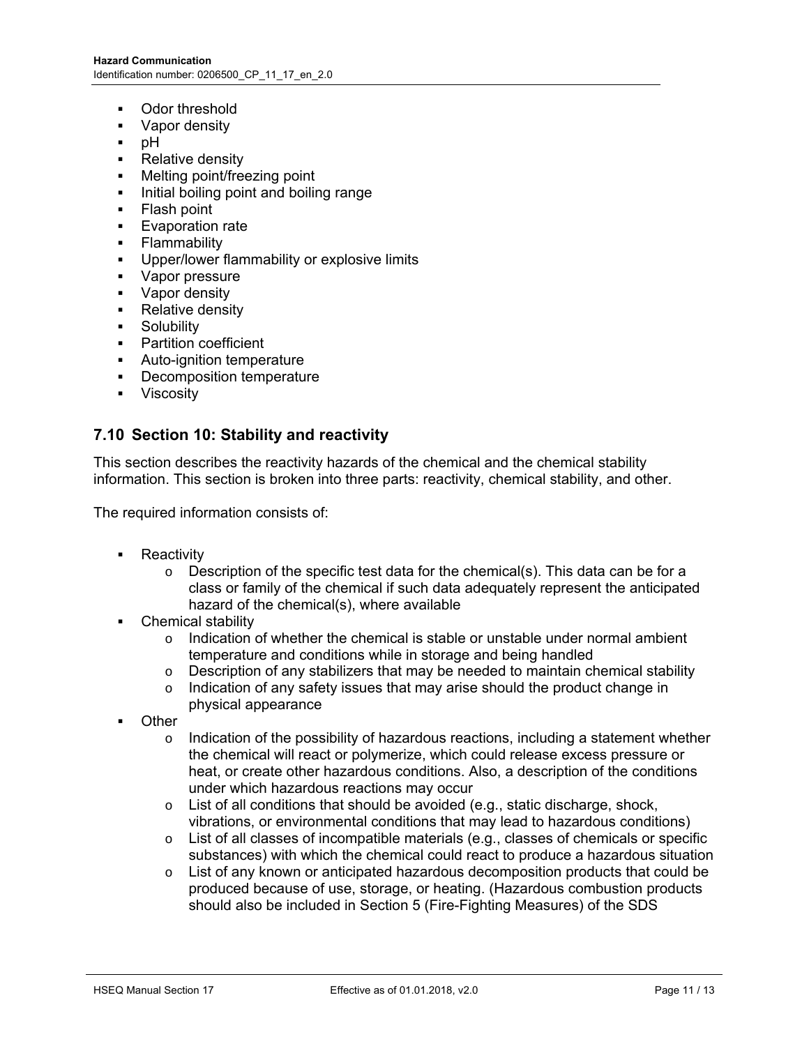- Odor threshold
- Vapor density
- pH
- Relative density
- Melting point/freezing point
- Initial boiling point and boiling range
- Flash point
- Evaporation rate
- Flammability
- Upper/lower flammability or explosive limits
- Vapor pressure
- Vapor density
- Relative density
- Solubility
- Partition coefficient
- Auto-ignition temperature
- Decomposition temperature
- Viscosity

## 7.10 Section 10: Stability and reactivity

This section describes the reactivity hazards of the chemical and the chemical stability information. This section is broken into three parts: reactivity, chemical stability, and other.

The required information consists of:

- Reactivity
  - Description of the specific test data for the chemical(s). This data can be for a class or family of the chemical if such data adequately represent the anticipated hazard of the chemical(s), where available
- Chemical stability
  - Indication of whether the chemical is stable or unstable under normal ambient temperature and conditions while in storage and being handled
  - Description of any stabilizers that may be needed to maintain chemical stability
  - Indication of any safety issues that may arise should the product change in physical appearance
- Other
  - Indication of the possibility of hazardous reactions, including a statement whether the chemical will react or polymerize, which could release excess pressure or heat, or create other hazardous conditions. Also, a description of the conditions under which hazardous reactions may occur
  - List of all conditions that should be avoided (e.g., static discharge, shock, vibrations, or environmental conditions that may lead to hazardous conditions)
  - List of all classes of incompatible materials (e.g., classes of chemicals or specific substances) with which the chemical could react to produce a hazardous situation
  - List of any known or anticipated hazardous decomposition products that could be produced because of use, storage, or heating. (Hazardous combustion products should also be included in Section 5 (Fire-Fighting Measures) of the SDS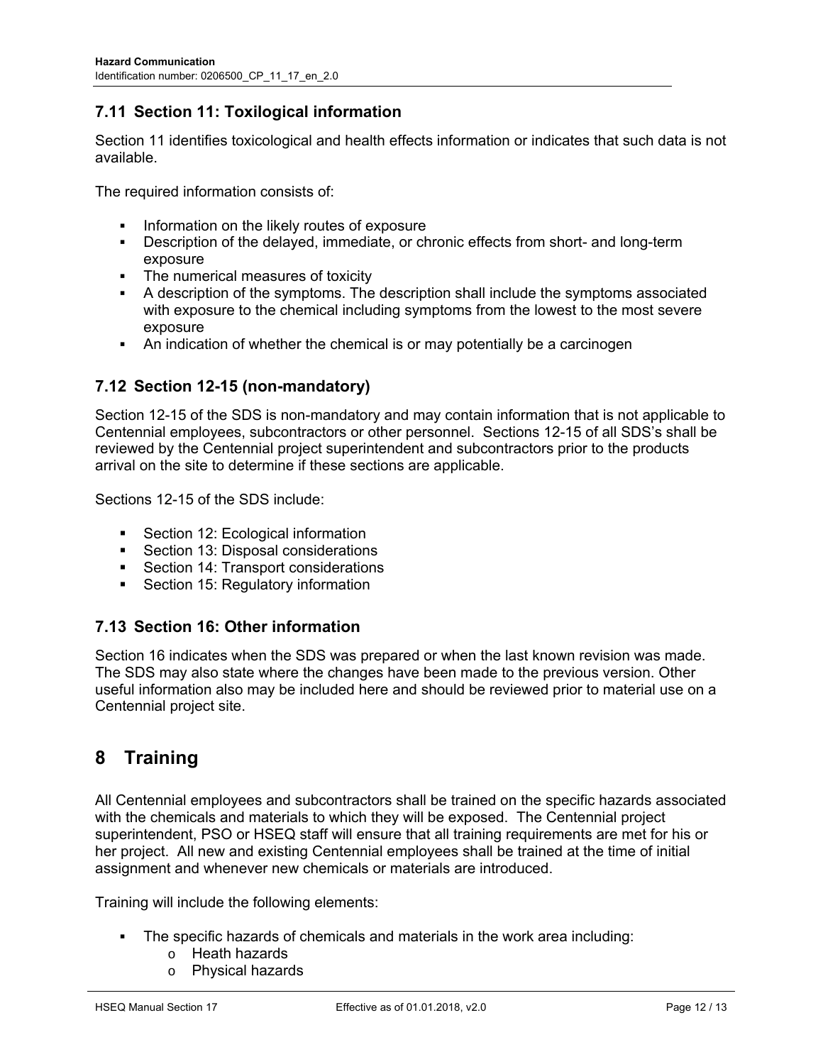### 7.11 Section 11: Toxilogical information

Section 11 identifies toxicological and health effects information or indicates that such data is not available.

The required information consists of:

- Information on the likely routes of exposure
- Description of the delayed, immediate, or chronic effects from short- and long-term exposure
- The numerical measures of toxicity
- A description of the symptoms. The description shall include the symptoms associated with exposure to the chemical including symptoms from the lowest to the most severe exposure
- An indication of whether the chemical is or may potentially be a carcinogen

### 7.12 Section 12-15 (non-mandatory)

Section 12-15 of the SDS is non-mandatory and may contain information that is not applicable to Centennial employees, subcontractors or other personnel. Sections 12-15 of all SDS's shall be reviewed by the Centennial project superintendent and subcontractors prior to the products arrival on the site to determine if these sections are applicable.

Sections 12-15 of the SDS include:

- Section 12: Ecological information
- Section 13: Disposal considerations
- Section 14: Transport considerations
- Section 15: Regulatory information

### 7.13 Section 16: Other information

Section 16 indicates when the SDS was prepared or when the last known revision was made. The SDS may also state where the changes have been made to the previous version. Other useful information also may be included here and should be reviewed prior to material use on a Centennial project site.

## 8 Training

All Centennial employees and subcontractors shall be trained on the specific hazards associated with the chemicals and materials to which they will be exposed. The Centennial project superintendent, PSO or HSEQ staff will ensure that all training requirements are met for his or her project. All new and existing Centennial employees shall be trained at the time of initial assignment and whenever new chemicals or materials are introduced.

Training will include the following elements:

- The specific hazards of chemicals and materials in the work area including:
  - Heath hazards
  - Physical hazards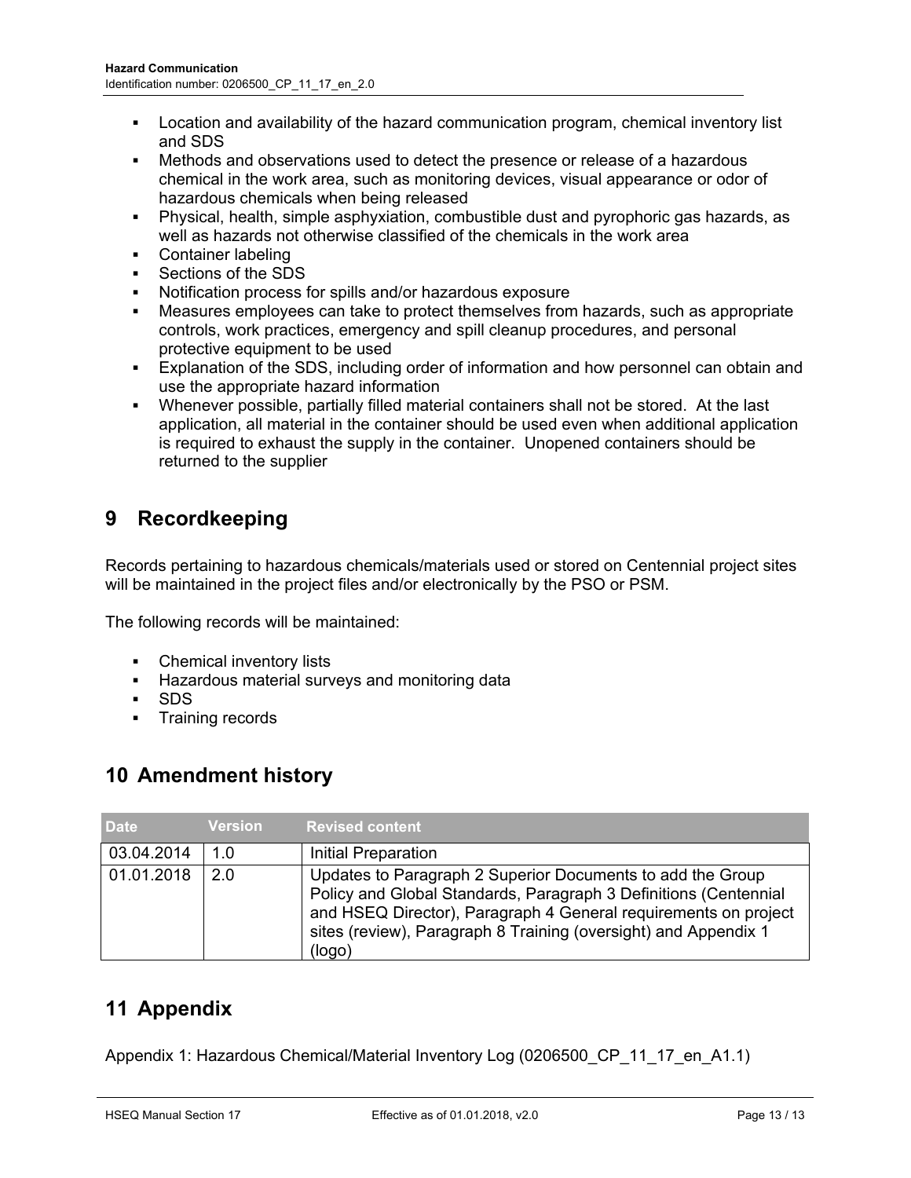- Location and availability of the hazard communication program, chemical inventory list and SDS
- Methods and observations used to detect the presence or release of a hazardous chemical in the work area, such as monitoring devices, visual appearance or odor of hazardous chemicals when being released
- Physical, health, simple asphyxiation, combustible dust and pyrophoric gas hazards, as well as hazards not otherwise classified of the chemicals in the work area
- Container labeling
- Sections of the SDS
- Notification process for spills and/or hazardous exposure
- Measures employees can take to protect themselves from hazards, such as appropriate controls, work practices, emergency and spill cleanup procedures, and personal protective equipment to be used
- Explanation of the SDS, including order of information and how personnel can obtain and use the appropriate hazard information
- Whenever possible, partially filled material containers shall not be stored. At the last application, all material in the container should be used even when additional application is required to exhaust the supply in the container. Unopened containers should be returned to the supplier

# 9 Recordkeeping

Records pertaining to hazardous chemicals/materials used or stored on Centennial project sites will be maintained in the project files and/or electronically by the PSO or PSM.

The following records will be maintained:

- Chemical inventory lists
- Hazardous material surveys and monitoring data
- SDS
- Training records

# 10 Amendment history

| Date | Version | Revised content |
|---|---|---|
| 03.04.2014 | 1.0 | Initial Preparation |
| 01.01.2018 | 2.0 | Updates to Paragraph 2 Superior Documents to add the Group Policy and Global Standards, Paragraph 3 Definitions (Centennial and HSEQ Director), Paragraph 4 General requirements on project sites (review), Paragraph 8 Training (oversight) and Appendix 1 (logo) |

# 11 Appendix

Appendix 1: Hazardous Chemical/Material Inventory Log (0206500_CP_11_17_en_A1.1)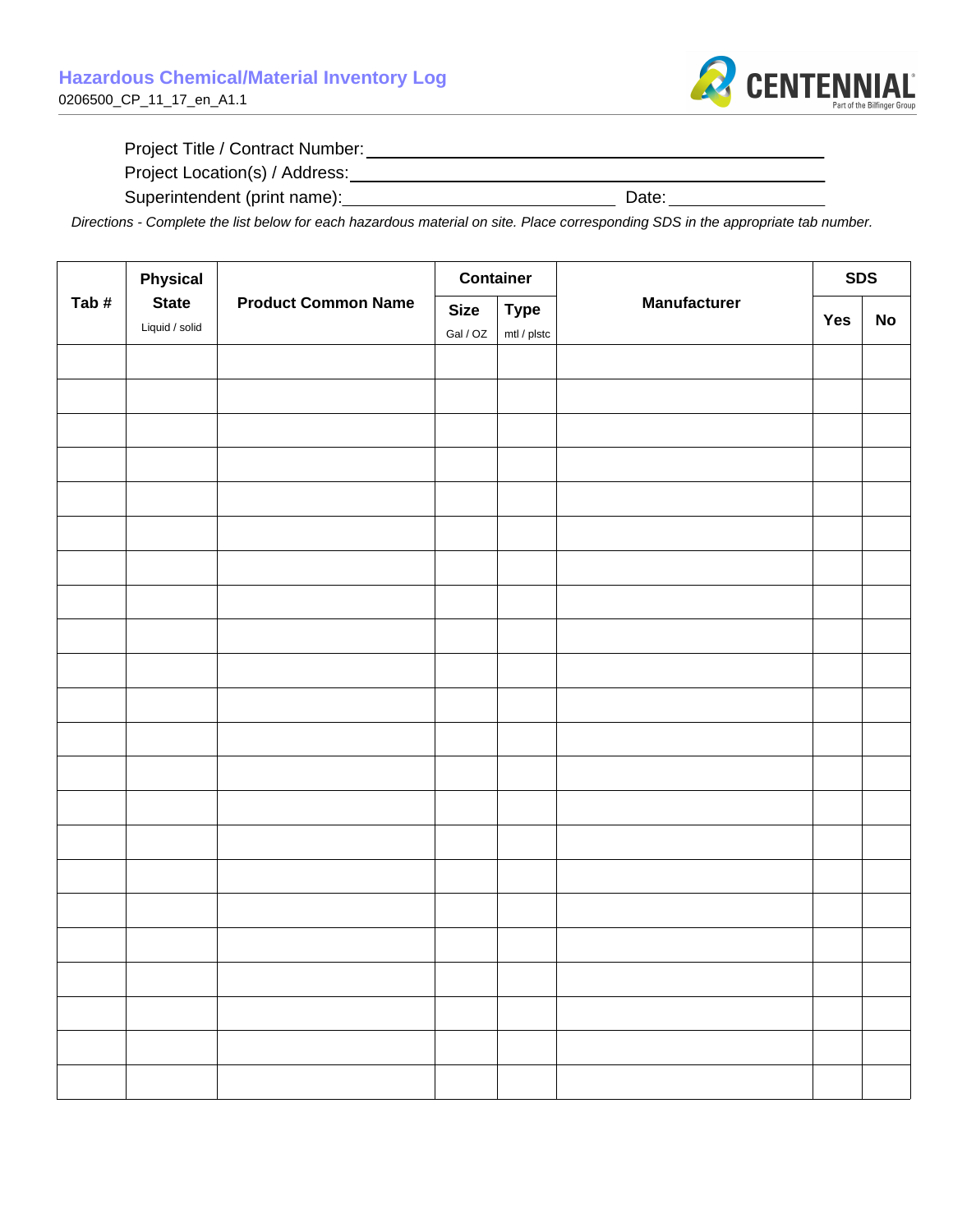## Hazardous Chemical/Material Inventory Log

0206500_CP_11_17_en_A1.1

Project Title / Contract Number: ______________________________

Project Location(s) / Address: ______________________________

Superintendent (print name): ____________________ Date: ____________

*Directions - Complete the list below for each hazardous material on site. Place corresponding SDS in the appropriate tab number.*

| Tab # | Physical State Liquid / solid | Product Common Name | Container | | Manufacturer | SDS | |
|---|---|---|---|---|---|---|---|
| | | | Size Gal / OZ | Type mtl / plstc | | Yes | No |
| | | | | | | | |
| | | | | | | | |
| | | | | | | | |
| | | | | | | | |
| | | | | | | | |
| | | | | | | | |
| | | | | | | | |
| | | | | | | | |
| | | | | | | | |
| | | | | | | | |
| | | | | | | | |
| | | | | | | | |
| | | | | | | | |
| | | | | | | | |
| | | | | | | | |
| | | | | | | | |
| | | | | | | | |
| | | | | | | | |
| | | | | | | | |
| | | | | | | | |
| | | | | | | | |
| | | | | | | | |